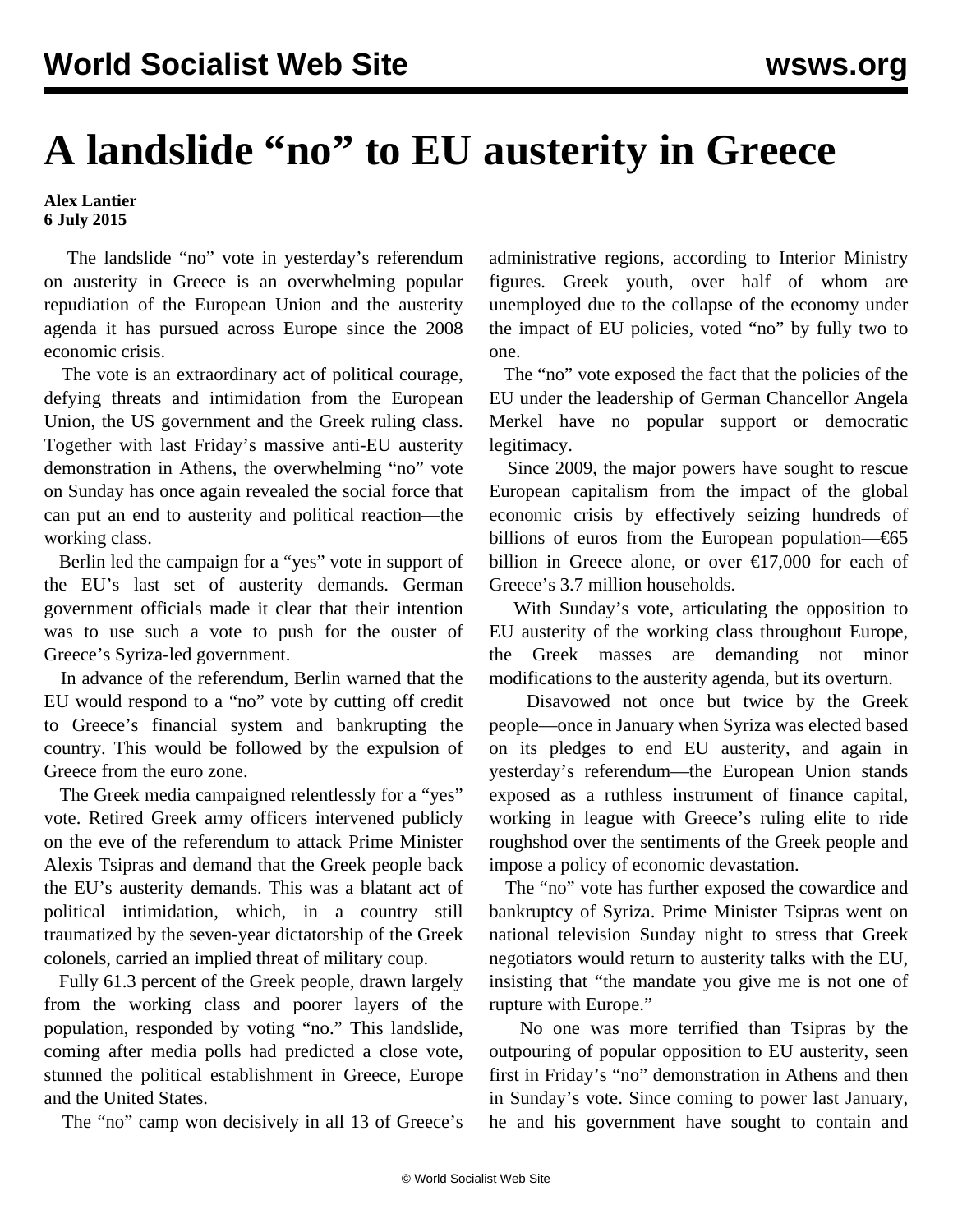# A landslide "no" to EU austerity in Greece

**Alex Lantier**
**6 July 2015**

The landslide "no" vote in yesterday's referendum on austerity in Greece is an overwhelming popular repudiation of the European Union and the austerity agenda it has pursued across Europe since the 2008 economic crisis.

The vote is an extraordinary act of political courage, defying threats and intimidation from the European Union, the US government and the Greek ruling class. Together with last Friday's massive anti-EU austerity demonstration in Athens, the overwhelming "no" vote on Sunday has once again revealed the social force that can put an end to austerity and political reaction—the working class.

Berlin led the campaign for a "yes" vote in support of the EU's last set of austerity demands. German government officials made it clear that their intention was to use such a vote to push for the ouster of Greece's Syriza-led government.

In advance of the referendum, Berlin warned that the EU would respond to a "no" vote by cutting off credit to Greece's financial system and bankrupting the country. This would be followed by the expulsion of Greece from the euro zone.

The Greek media campaigned relentlessly for a "yes" vote. Retired Greek army officers intervened publicly on the eve of the referendum to attack Prime Minister Alexis Tsipras and demand that the Greek people back the EU's austerity demands. This was a blatant act of political intimidation, which, in a country still traumatized by the seven-year dictatorship of the Greek colonels, carried an implied threat of military coup.

Fully 61.3 percent of the Greek people, drawn largely from the working class and poorer layers of the population, responded by voting "no." This landslide, coming after media polls had predicted a close vote, stunned the political establishment in Greece, Europe and the United States.

The "no" camp won decisively in all 13 of Greece's administrative regions, according to Interior Ministry figures. Greek youth, over half of whom are unemployed due to the collapse of the economy under the impact of EU policies, voted "no" by fully two to one.

The "no" vote exposed the fact that the policies of the EU under the leadership of German Chancellor Angela Merkel have no popular support or democratic legitimacy.

Since 2009, the major powers have sought to rescue European capitalism from the impact of the global economic crisis by effectively seizing hundreds of billions of euros from the European population—€65 billion in Greece alone, or over €17,000 for each of Greece's 3.7 million households.

With Sunday's vote, articulating the opposition to EU austerity of the working class throughout Europe, the Greek masses are demanding not minor modifications to the austerity agenda, but its overturn.

Disavowed not once but twice by the Greek people—once in January when Syriza was elected based on its pledges to end EU austerity, and again in yesterday's referendum—the European Union stands exposed as a ruthless instrument of finance capital, working in league with Greece's ruling elite to ride roughshod over the sentiments of the Greek people and impose a policy of economic devastation.

The "no" vote has further exposed the cowardice and bankruptcy of Syriza. Prime Minister Tsipras went on national television Sunday night to stress that Greek negotiators would return to austerity talks with the EU, insisting that "the mandate you give me is not one of rupture with Europe."

No one was more terrified than Tsipras by the outpouring of popular opposition to EU austerity, seen first in Friday's "no" demonstration in Athens and then in Sunday's vote. Since coming to power last January, he and his government have sought to contain and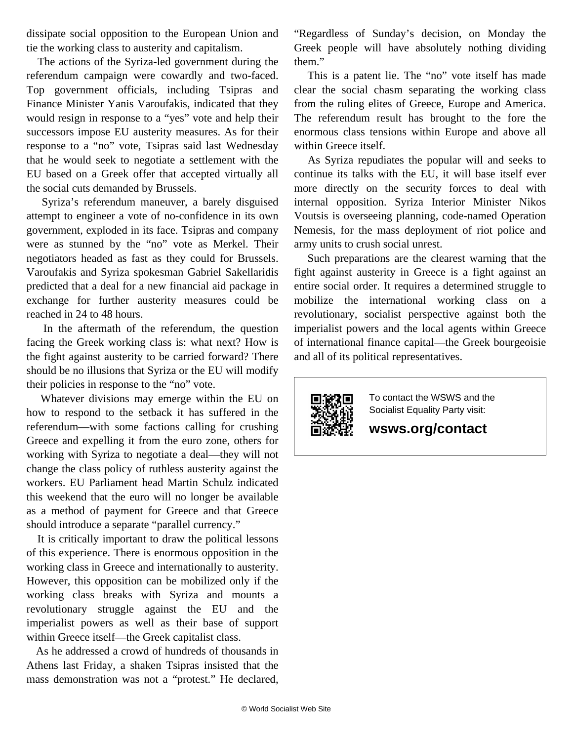dissipate social opposition to the European Union and tie the working class to austerity and capitalism.

The actions of the Syriza-led government during the referendum campaign were cowardly and two-faced. Top government officials, including Tsipras and Finance Minister Yanis Varoufakis, indicated that they would resign in response to a "yes" vote and help their successors impose EU austerity measures. As for their response to a "no" vote, Tsipras said last Wednesday that he would seek to negotiate a settlement with the EU based on a Greek offer that accepted virtually all the social cuts demanded by Brussels.

Syriza's referendum maneuver, a barely disguised attempt to engineer a vote of no-confidence in its own government, exploded in its face. Tsipras and company were as stunned by the "no" vote as Merkel. Their negotiators headed as fast as they could for Brussels. Varoufakis and Syriza spokesman Gabriel Sakellaridis predicted that a deal for a new financial aid package in exchange for further austerity measures could be reached in 24 to 48 hours.

In the aftermath of the referendum, the question facing the Greek working class is: what next? How is the fight against austerity to be carried forward? There should be no illusions that Syriza or the EU will modify their policies in response to the "no" vote.

Whatever divisions may emerge within the EU on how to respond to the setback it has suffered in the referendum—with some factions calling for crushing Greece and expelling it from the euro zone, others for working with Syriza to negotiate a deal—they will not change the class policy of ruthless austerity against the workers. EU Parliament head Martin Schulz indicated this weekend that the euro will no longer be available as a method of payment for Greece and that Greece should introduce a separate "parallel currency."

It is critically important to draw the political lessons of this experience. There is enormous opposition in the working class in Greece and internationally to austerity. However, this opposition can be mobilized only if the working class breaks with Syriza and mounts a revolutionary struggle against the EU and the imperialist powers as well as their base of support within Greece itself—the Greek capitalist class.

As he addressed a crowd of hundreds of thousands in Athens last Friday, a shaken Tsipras insisted that the mass demonstration was not a "protest." He declared, "Regardless of Sunday's decision, on Monday the Greek people will have absolutely nothing dividing them."

This is a patent lie. The "no" vote itself has made clear the social chasm separating the working class from the ruling elites of Greece, Europe and America. The referendum result has brought to the fore the enormous class tensions within Europe and above all within Greece itself.

As Syriza repudiates the popular will and seeks to continue its talks with the EU, it will base itself ever more directly on the security forces to deal with internal opposition. Syriza Interior Minister Nikos Voutsis is overseeing planning, code-named Operation Nemesis, for the mass deployment of riot police and army units to crush social unrest.

Such preparations are the clearest warning that the fight against austerity in Greece is a fight against an entire social order. It requires a determined struggle to mobilize the international working class on a revolutionary, socialist perspective against both the imperialist powers and the local agents within Greece of international finance capital—the Greek bourgeoisie and all of its political representatives.

To contact the WSWS and the Socialist Equality Party visit:

**wsws.org/contact**